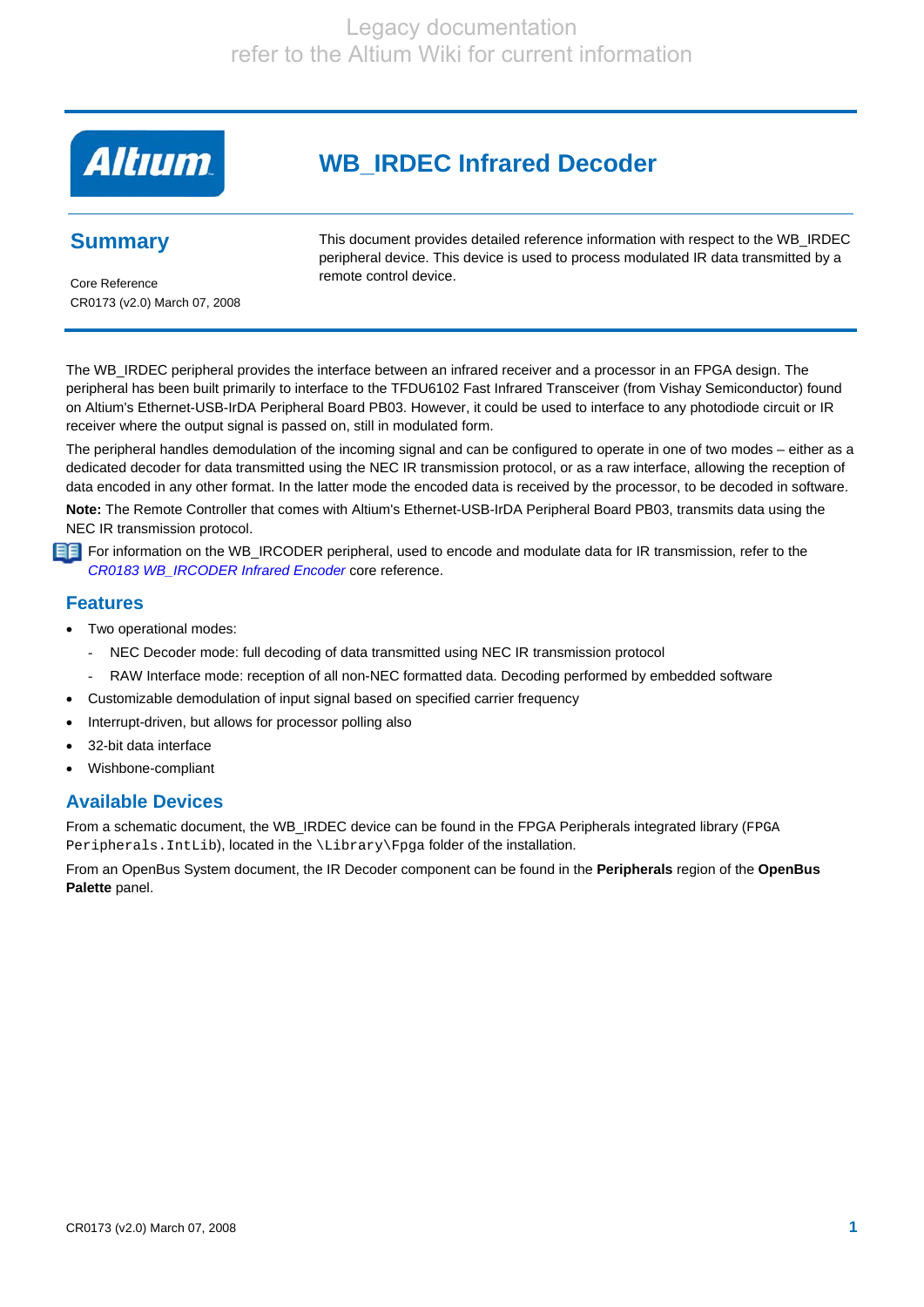Legacy documentation
refer to the Altium Wiki for current information

# WB_IRDEC Infrared Decoder

## Summary

Core Reference
CR0173 (v2.0) March 07, 2008

This document provides detailed reference information with respect to the WB_IRDEC peripheral device. This device is used to process modulated IR data transmitted by a remote control device.

The WB_IRDEC peripheral provides the interface between an infrared receiver and a processor in an FPGA design. The peripheral has been built primarily to interface to the TFDU6102 Fast Infrared Transceiver (from Vishay Semiconductor) found on Altium's Ethernet-USB-IrDA Peripheral Board PB03. However, it could be used to interface to any photodiode circuit or IR receiver where the output signal is passed on, still in modulated form.

The peripheral handles demodulation of the incoming signal and can be configured to operate in one of two modes – either as a dedicated decoder for data transmitted using the NEC IR transmission protocol, or as a raw interface, allowing the reception of data encoded in any other format. In the latter mode the encoded data is received by the processor, to be decoded in software.

**Note:** The Remote Controller that comes with Altium's Ethernet-USB-IrDA Peripheral Board PB03, transmits data using the NEC IR transmission protocol.

For information on the WB_IRCODER peripheral, used to encode and modulate data for IR transmission, refer to the *CR0183 WB_IRCODER Infrared Encoder* core reference.

## Features

- Two operational modes:
  - NEC Decoder mode: full decoding of data transmitted using NEC IR transmission protocol
  - RAW Interface mode: reception of all non-NEC formatted data. Decoding performed by embedded software
- Customizable demodulation of input signal based on specified carrier frequency
- Interrupt-driven, but allows for processor polling also
- 32-bit data interface
- Wishbone-compliant

## Available Devices

From a schematic document, the WB_IRDEC device can be found in the FPGA Peripherals integrated library (`FPGA Peripherals.IntLib`), located in the `\Library\Fpga` folder of the installation.

From an OpenBus System document, the IR Decoder component can be found in the **Peripherals** region of the **OpenBus Palette** panel.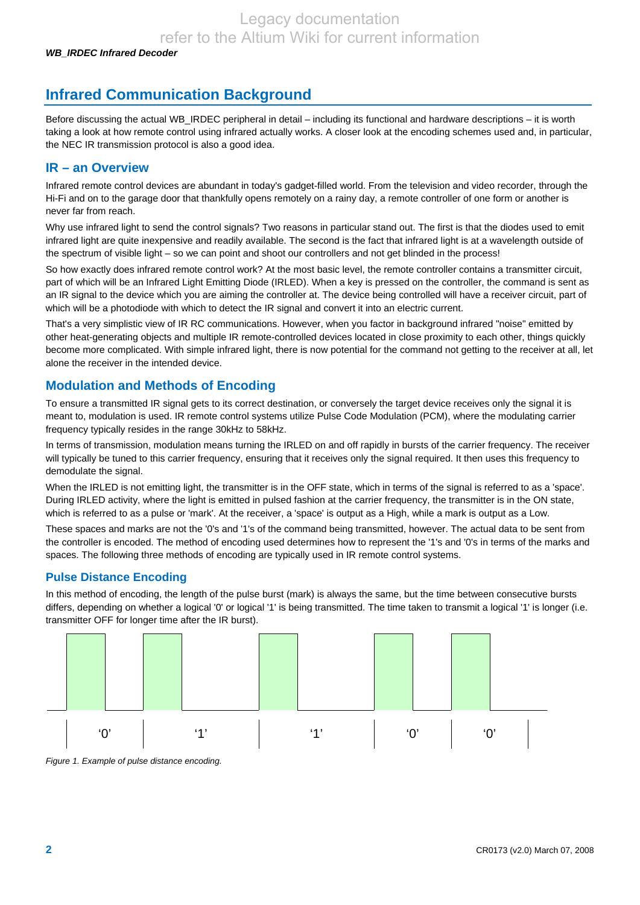# Infrared Communication Background

Before discussing the actual WB_IRDEC peripheral in detail – including its functional and hardware descriptions – it is worth taking a look at how remote control using infrared actually works. A closer look at the encoding schemes used and, in particular, the NEC IR transmission protocol is also a good idea.

## IR – an Overview

Infrared remote control devices are abundant in today's gadget-filled world. From the television and video recorder, through the Hi-Fi and on to the garage door that thankfully opens remotely on a rainy day, a remote controller of one form or another is never far from reach.

Why use infrared light to send the control signals? Two reasons in particular stand out. The first is that the diodes used to emit infrared light are quite inexpensive and readily available. The second is the fact that infrared light is at a wavelength outside of the spectrum of visible light – so we can point and shoot our controllers and not get blinded in the process!

So how exactly does infrared remote control work? At the most basic level, the remote controller contains a transmitter circuit, part of which will be an Infrared Light Emitting Diode (IRLED). When a key is pressed on the controller, the command is sent as an IR signal to the device which you are aiming the controller at. The device being controlled will have a receiver circuit, part of which will be a photodiode with which to detect the IR signal and convert it into an electric current.

That's a very simplistic view of IR RC communications. However, when you factor in background infrared "noise" emitted by other heat-generating objects and multiple IR remote-controlled devices located in close proximity to each other, things quickly become more complicated. With simple infrared light, there is now potential for the command not getting to the receiver at all, let alone the receiver in the intended device.

## Modulation and Methods of Encoding

To ensure a transmitted IR signal gets to its correct destination, or conversely the target device receives only the signal it is meant to, modulation is used. IR remote control systems utilize Pulse Code Modulation (PCM), where the modulating carrier frequency typically resides in the range 30kHz to 58kHz.

In terms of transmission, modulation means turning the IRLED on and off rapidly in bursts of the carrier frequency. The receiver will typically be tuned to this carrier frequency, ensuring that it receives only the signal required. It then uses this frequency to demodulate the signal.

When the IRLED is not emitting light, the transmitter is in the OFF state, which in terms of the signal is referred to as a 'space'. During IRLED activity, where the light is emitted in pulsed fashion at the carrier frequency, the transmitter is in the ON state, which is referred to as a pulse or 'mark'. At the receiver, a 'space' is output as a High, while a mark is output as a Low.

These spaces and marks are not the '0's and '1's of the command being transmitted, however. The actual data to be sent from the controller is encoded. The method of encoding used determines how to represent the '1's and '0's in terms of the marks and spaces. The following three methods of encoding are typically used in IR remote control systems.

### Pulse Distance Encoding

In this method of encoding, the length of the pulse burst (mark) is always the same, but the time between consecutive bursts differs, depending on whether a logical '0' or logical '1' is being transmitted. The time taken to transmit a logical '1' is longer (i.e. transmitter OFF for longer time after the IR burst).

'0' '1' '1' '0' '0'

*Figure 1. Example of pulse distance encoding.*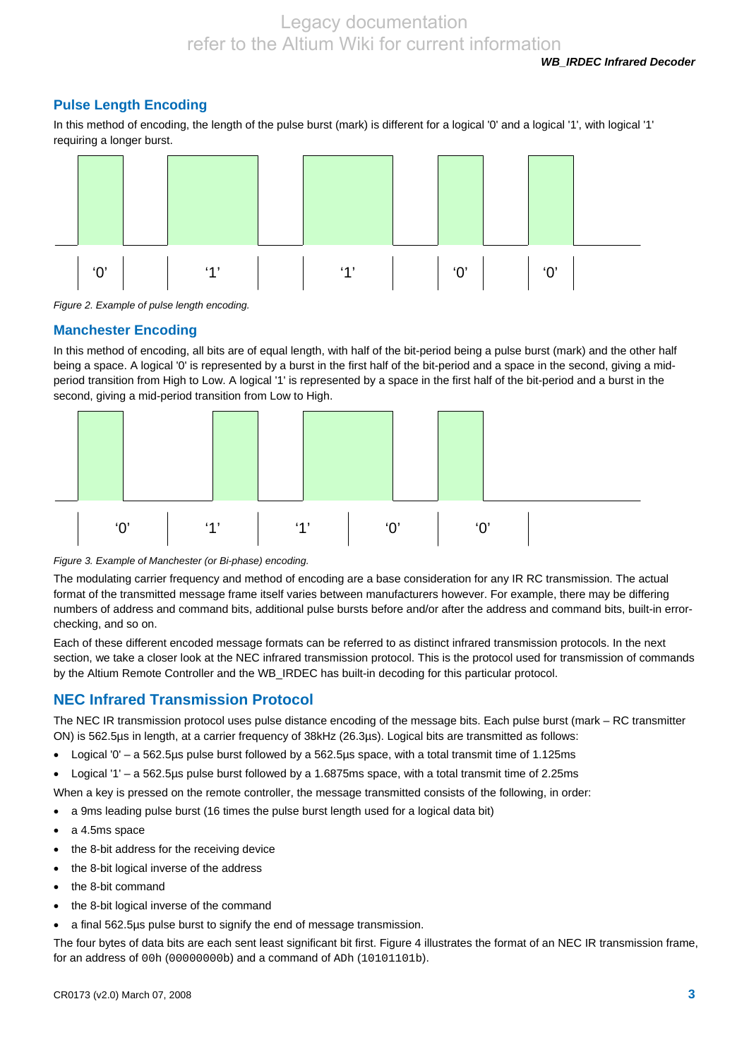## Pulse Length Encoding

In this method of encoding, the length of the pulse burst (mark) is different for a logical '0' and a logical '1', with logical '1' requiring a longer burst.

‘0’ ‘1’ ‘1’ ‘0’ ‘0’

*Figure 2. Example of pulse length encoding.*

## Manchester Encoding

In this method of encoding, all bits are of equal length, with half of the bit-period being a pulse burst (mark) and the other half being a space. A logical '0' is represented by a burst in the first half of the bit-period and a space in the second, giving a mid-period transition from High to Low. A logical '1' is represented by a space in the first half of the bit-period and a burst in the second, giving a mid-period transition from Low to High.

‘0’ ‘1’ ‘1’ ‘0’ ‘0’

*Figure 3. Example of Manchester (or Bi-phase) encoding.*

The modulating carrier frequency and method of encoding are a base consideration for any IR RC transmission. The actual format of the transmitted message frame itself varies between manufacturers however. For example, there may be differing numbers of address and command bits, additional pulse bursts before and/or after the address and command bits, built-in error-checking, and so on.

Each of these different encoded message formats can be referred to as distinct infrared transmission protocols. In the next section, we take a closer look at the NEC infrared transmission protocol. This is the protocol used for transmission of commands by the Altium Remote Controller and the WB_IRDEC has built-in decoding for this particular protocol.

## NEC Infrared Transmission Protocol

The NEC IR transmission protocol uses pulse distance encoding of the message bits. Each pulse burst (mark – RC transmitter ON) is 562.5µs in length, at a carrier frequency of 38kHz (26.3µs). Logical bits are transmitted as follows:

- Logical '0' – a 562.5µs pulse burst followed by a 562.5µs space, with a total transmit time of 1.125ms
- Logical '1' – a 562.5µs pulse burst followed by a 1.6875ms space, with a total transmit time of 2.25ms

When a key is pressed on the remote controller, the message transmitted consists of the following, in order:

- a 9ms leading pulse burst (16 times the pulse burst length used for a logical data bit)
- a 4.5ms space
- the 8-bit address for the receiving device
- the 8-bit logical inverse of the address
- the 8-bit command
- the 8-bit logical inverse of the command
- a final 562.5µs pulse burst to signify the end of message transmission.

The four bytes of data bits are each sent least significant bit first. Figure 4 illustrates the format of an NEC IR transmission frame, for an address of `00h` (`00000000b`) and a command of `ADh` (`10101101b`).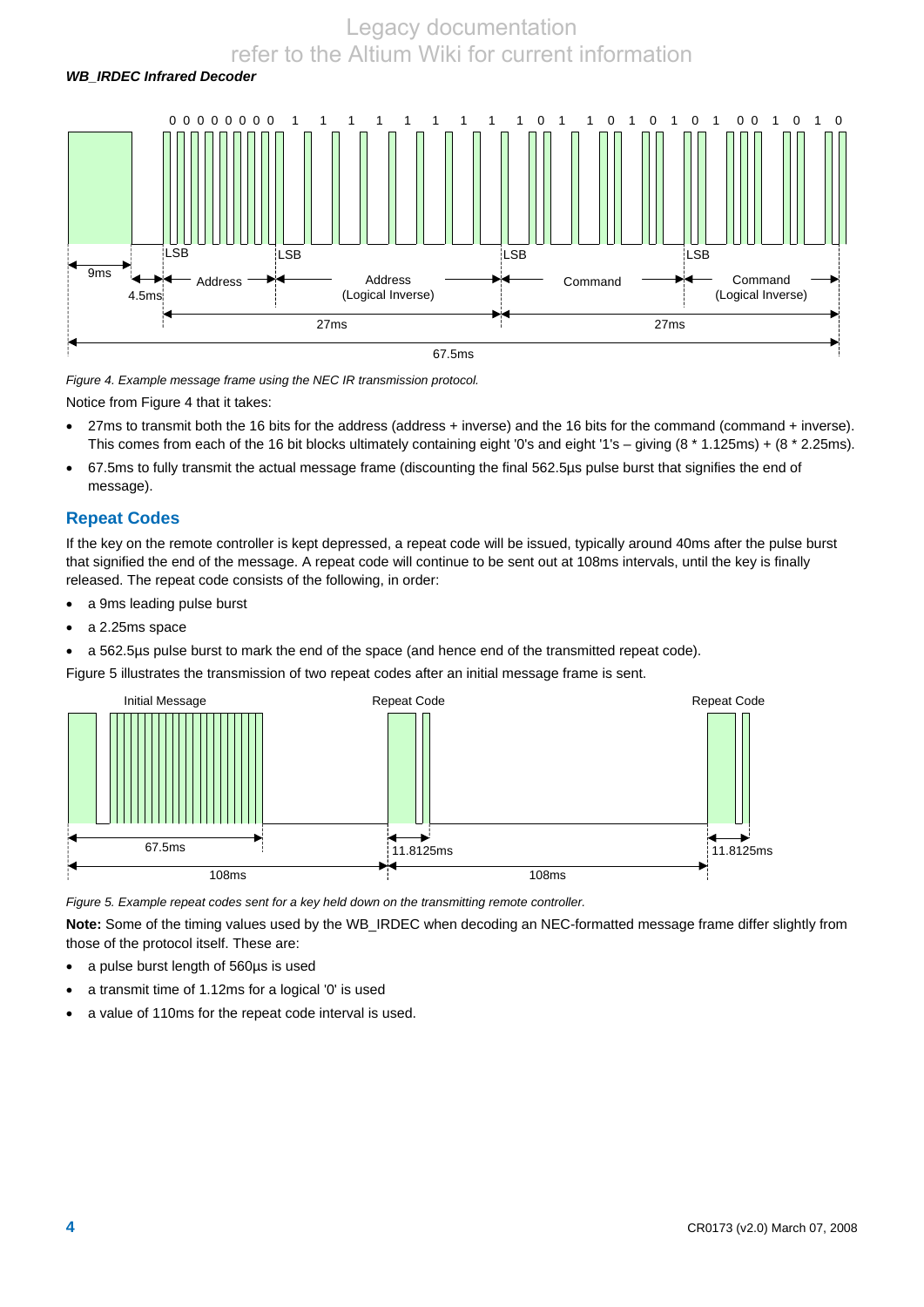Figure 4. Example message frame using the NEC IR transmission protocol.

Notice from Figure 4 that it takes:

- 27ms to transmit both the 16 bits for the address (address + inverse) and the 16 bits for the command (command + inverse). This comes from each of the 16 bit blocks ultimately containing eight '0's and eight '1's – giving (8 * 1.125ms) + (8 * 2.25ms).
- 67.5ms to fully transmit the actual message frame (discounting the final 562.5µs pulse burst that signifies the end of message).

## Repeat Codes

If the key on the remote controller is kept depressed, a repeat code will be issued, typically around 40ms after the pulse burst that signified the end of the message. A repeat code will continue to be sent out at 108ms intervals, until the key is finally released. The repeat code consists of the following, in order:

- a 9ms leading pulse burst
- a 2.25ms space
- a 562.5µs pulse burst to mark the end of the space (and hence end of the transmitted repeat code).

Figure 5 illustrates the transmission of two repeat codes after an initial message frame is sent.

Figure 5. Example repeat codes sent for a key held down on the transmitting remote controller.

**Note:** Some of the timing values used by the WB_IRDEC when decoding an NEC-formatted message frame differ slightly from those of the protocol itself. These are:

- a pulse burst length of 560µs is used
- a transmit time of 1.12ms for a logical '0' is used
- a value of 110ms for the repeat code interval is used.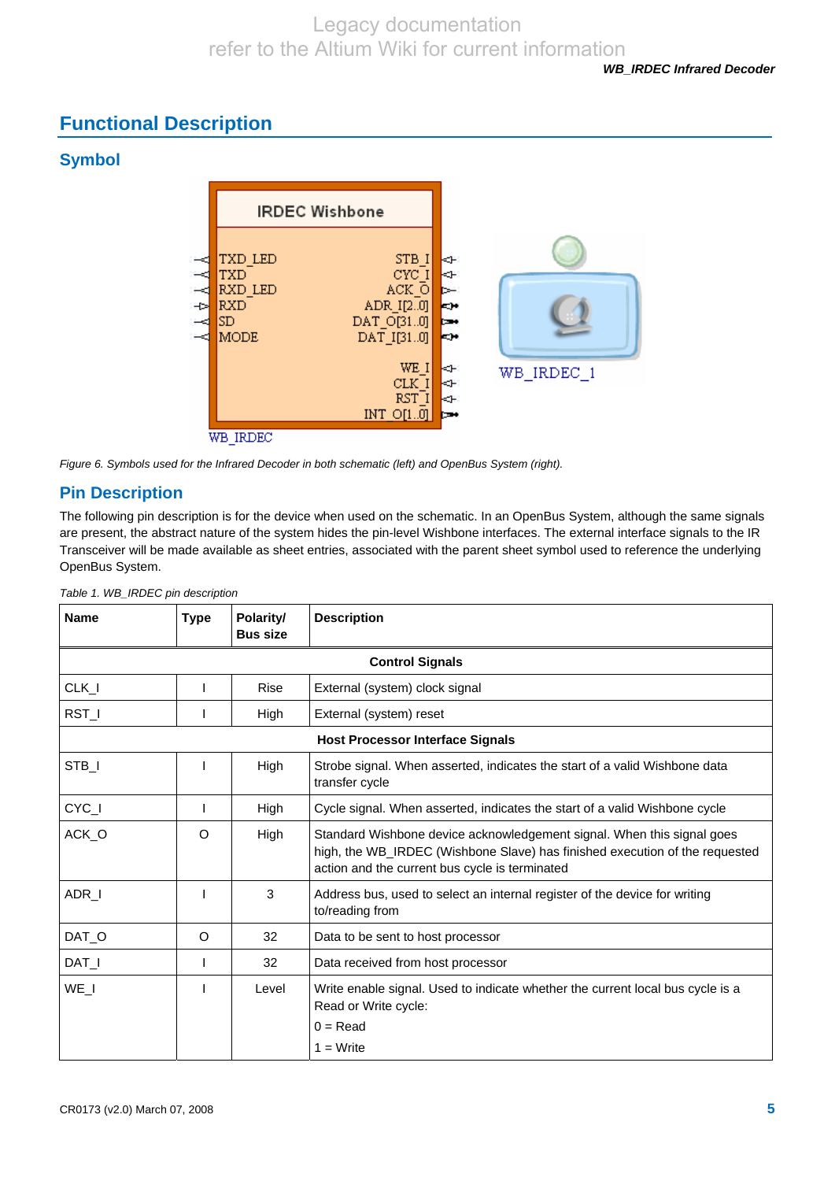# Functional Description

## Symbol

Figure 6. Symbols used for the Infrared Decoder in both schematic (left) and OpenBus System (right).

## Pin Description

The following pin description is for the device when used on the schematic. In an OpenBus System, although the same signals are present, the abstract nature of the system hides the pin-level Wishbone interfaces. The external interface signals to the IR Transceiver will be made available as sheet entries, associated with the parent sheet symbol used to reference the underlying OpenBus System.

*Table 1. WB_IRDEC pin description*

| Name | Type | Polarity/ Bus size | Description |
|---|---|---|---|
| **Control Signals** | | | |
| CLK_I | I | Rise | External (system) clock signal |
| RST_I | I | High | External (system) reset |
| **Host Processor Interface Signals** | | | |
| STB_I | I | High | Strobe signal. When asserted, indicates the start of a valid Wishbone data transfer cycle |
| CYC_I | I | High | Cycle signal. When asserted, indicates the start of a valid Wishbone cycle |
| ACK_O | O | High | Standard Wishbone device acknowledgement signal. When this signal goes high, the WB_IRDEC (Wishbone Slave) has finished execution of the requested action and the current bus cycle is terminated |
| ADR_I | I | 3 | Address bus, used to select an internal register of the device for writing to/reading from |
| DAT_O | O | 32 | Data to be sent to host processor |
| DAT_I | I | 32 | Data received from host processor |
| WE_I | I | Level | Write enable signal. Used to indicate whether the current local bus cycle is a Read or Write cycle:<br>0 = Read<br>1 = Write |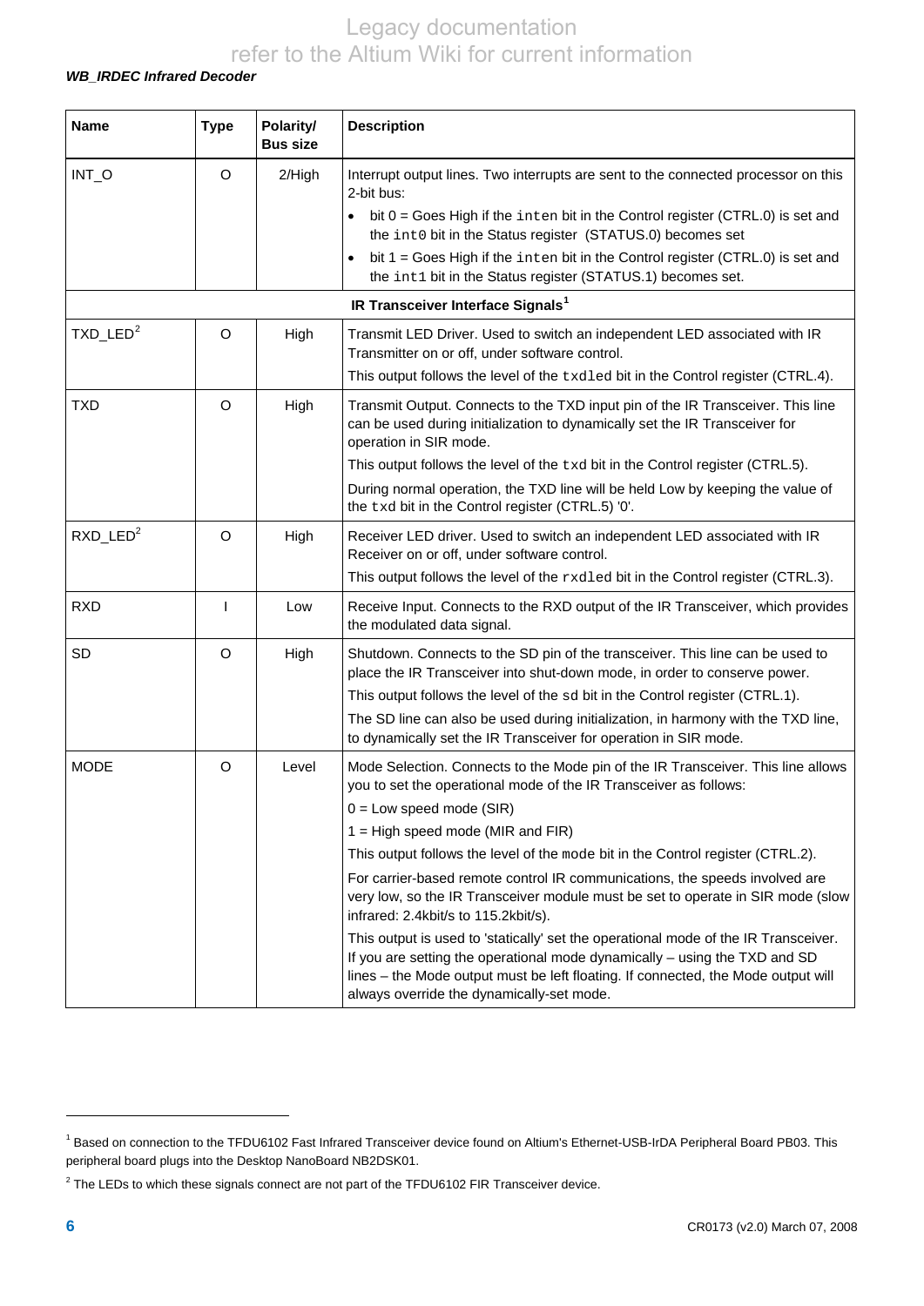*WB_IRDEC Infrared Decoder*

| Name | Type | Polarity/ Bus size | Description |
|---|---|---|---|
| INT_O | O | 2/High | Interrupt output lines. Two interrupts are sent to the connected processor on this 2-bit bus:<br>• bit 0 = Goes High if the `inten` bit in the Control register (CTRL.0) is set and the `int0` bit in the Status register (STATUS.0) becomes set<br>• bit 1 = Goes High if the `inten` bit in the Control register (CTRL.0) is set and the `int1` bit in the Status register (STATUS.1) becomes set. |
| **IR Transceiver Interface Signals**[1] | | | |
| TXD_LED[2] | O | High | Transmit LED Driver. Used to switch an independent LED associated with IR Transmitter on or off, under software control.<br>This output follows the level of the `txdled` bit in the Control register (CTRL.4). |
| TXD | O | High | Transmit Output. Connects to the TXD input pin of the IR Transceiver. This line can be used during initialization to dynamically set the IR Transceiver for operation in SIR mode.<br>This output follows the level of the `txd` bit in the Control register (CTRL.5).<br>During normal operation, the TXD line will be held Low by keeping the value of the `txd` bit in the Control register (CTRL.5) '0'. |
| RXD_LED[2] | O | High | Receiver LED driver. Used to switch an independent LED associated with IR Receiver on or off, under software control.<br>This output follows the level of the `rxdled` bit in the Control register (CTRL.3). |
| RXD | I | Low | Receive Input. Connects to the RXD output of the IR Transceiver, which provides the modulated data signal. |
| SD | O | High | Shutdown. Connects to the SD pin of the transceiver. This line can be used to place the IR Transceiver into shut-down mode, in order to conserve power.<br>This output follows the level of the `sd` bit in the Control register (CTRL.1).<br>The SD line can also be used during initialization, in harmony with the TXD line, to dynamically set the IR Transceiver for operation in SIR mode. |
| MODE | O | Level | Mode Selection. Connects to the Mode pin of the IR Transceiver. This line allows you to set the operational mode of the IR Transceiver as follows:<br>0 = Low speed mode (SIR)<br>1 = High speed mode (MIR and FIR)<br>This output follows the level of the `mode` bit in the Control register (CTRL.2).<br>For carrier-based remote control IR communications, the speeds involved are very low, so the IR Transceiver module must be set to operate in SIR mode (slow infrared: 2.4kbit/s to 115.2kbit/s).<br>This output is used to 'statically' set the operational mode of the IR Transceiver. If you are setting the operational mode dynamically – using the TXD and SD lines – the Mode output must be left floating. If connected, the Mode output will always override the dynamically-set mode. |

[1] Based on connection to the TFDU6102 Fast Infrared Transceiver device found on Altium's Ethernet-USB-IrDA Peripheral Board PB03. This peripheral board plugs into the Desktop NanoBoard NB2DSK01.

[2] The LEDs to which these signals connect are not part of the TFDU6102 FIR Transceiver device.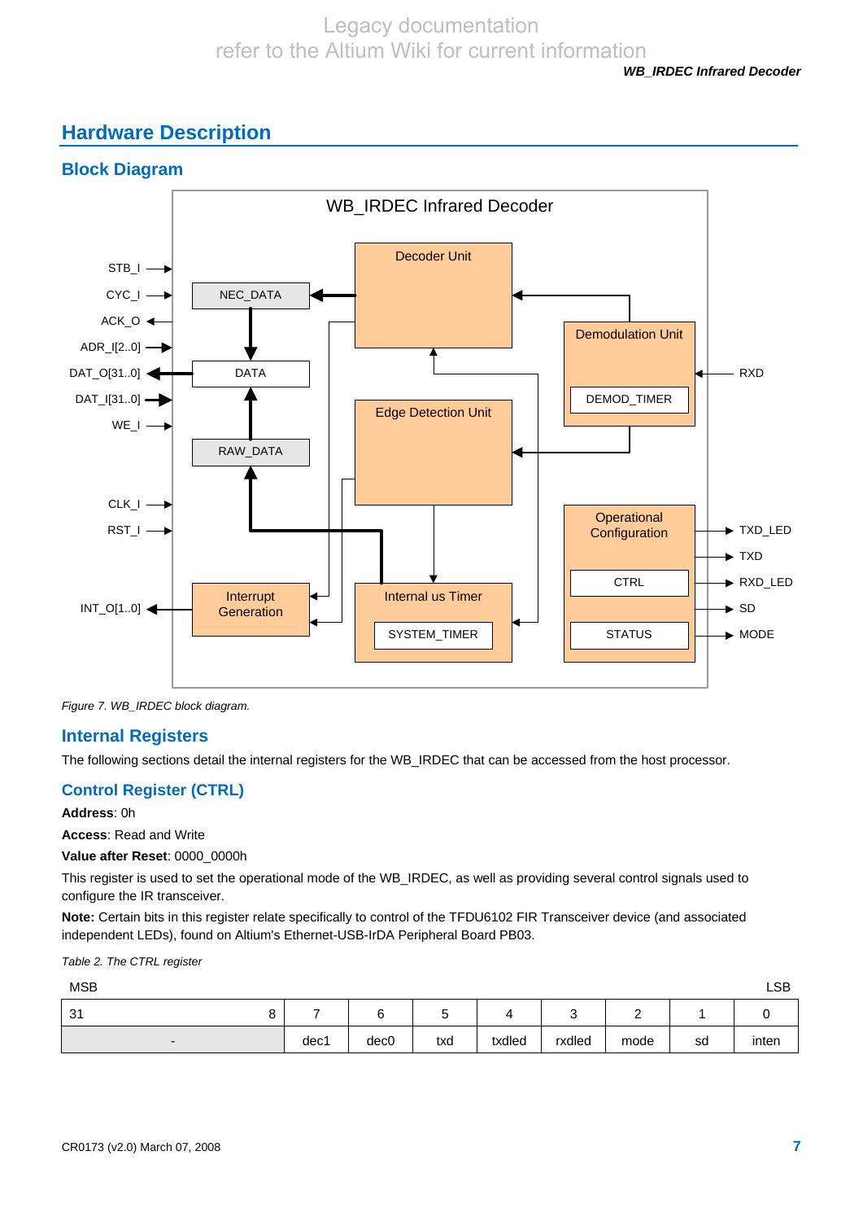## Hardware Description

### Block Diagram

Figure 7. WB_IRDEC block diagram.

### Internal Registers

The following sections detail the internal registers for the WB_IRDEC that can be accessed from the host processor.

### Control Register (CTRL)

**Address**: 0h

**Access**: Read and Write

**Value after Reset**: 0000_0000h

This register is used to set the operational mode of the WB_IRDEC, as well as providing several control signals used to configure the IR transceiver.

**Note:** Certain bits in this register relate specifically to control of the TFDU6102 FIR Transceiver device (and associated independent LEDs), found on Altium's Ethernet-USB-IrDA Peripheral Board PB03.

*Table 2. The CTRL register*

| MSB 31 ... 8 | 7 | 6 | 5 | 4 | 3 | 2 | 1 | 0 LSB |
|---|---|---|---|---|---|---|---|---|
| - | dec1 | dec0 | txd | txdled | rxdled | mode | sd | inten |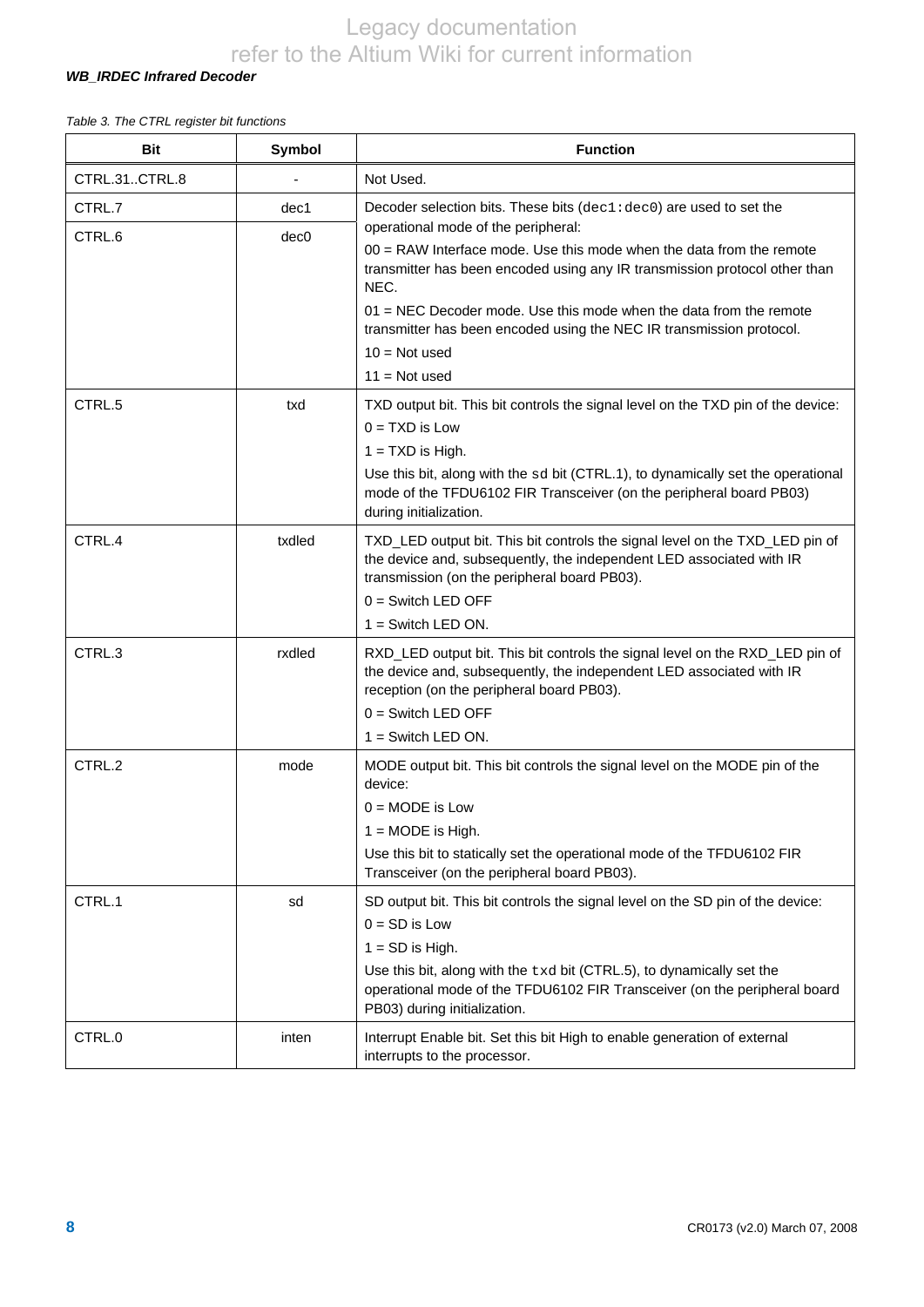*Table 3. The CTRL register bit functions*

| Bit | Symbol | Function |
|---|---|---|
| CTRL.31..CTRL.8 | - | Not Used. |
| CTRL.7 | dec1 | Decoder selection bits. These bits (`dec1:dec0`) are used to set the operational mode of the peripheral:<br>00 = RAW Interface mode. Use this mode when the data from the remote transmitter has been encoded using any IR transmission protocol other than NEC.<br>01 = NEC Decoder mode. Use this mode when the data from the remote transmitter has been encoded using the NEC IR transmission protocol.<br>10 = Not used<br>11 = Not used |
| CTRL.6 | dec0 | |
| CTRL.5 | txd | TXD output bit. This bit controls the signal level on the TXD pin of the device:<br>0 = TXD is Low<br>1 = TXD is High.<br>Use this bit, along with the `sd` bit (CTRL.1), to dynamically set the operational mode of the TFDU6102 FIR Transceiver (on the peripheral board PB03) during initialization. |
| CTRL.4 | txdled | TXD_LED output bit. This bit controls the signal level on the TXD_LED pin of the device and, subsequently, the independent LED associated with IR transmission (on the peripheral board PB03).<br>0 = Switch LED OFF<br>1 = Switch LED ON. |
| CTRL.3 | rxdled | RXD_LED output bit. This bit controls the signal level on the RXD_LED pin of the device and, subsequently, the independent LED associated with IR reception (on the peripheral board PB03).<br>0 = Switch LED OFF<br>1 = Switch LED ON. |
| CTRL.2 | mode | MODE output bit. This bit controls the signal level on the MODE pin of the device:<br>0 = MODE is Low<br>1 = MODE is High.<br>Use this bit to statically set the operational mode of the TFDU6102 FIR Transceiver (on the peripheral board PB03). |
| CTRL.1 | sd | SD output bit. This bit controls the signal level on the SD pin of the device:<br>0 = SD is Low<br>1 = SD is High.<br>Use this bit, along with the `txd` bit (CTRL.5), to dynamically set the operational mode of the TFDU6102 FIR Transceiver (on the peripheral board PB03) during initialization. |
| CTRL.0 | inten | Interrupt Enable bit. Set this bit High to enable generation of external interrupts to the processor. |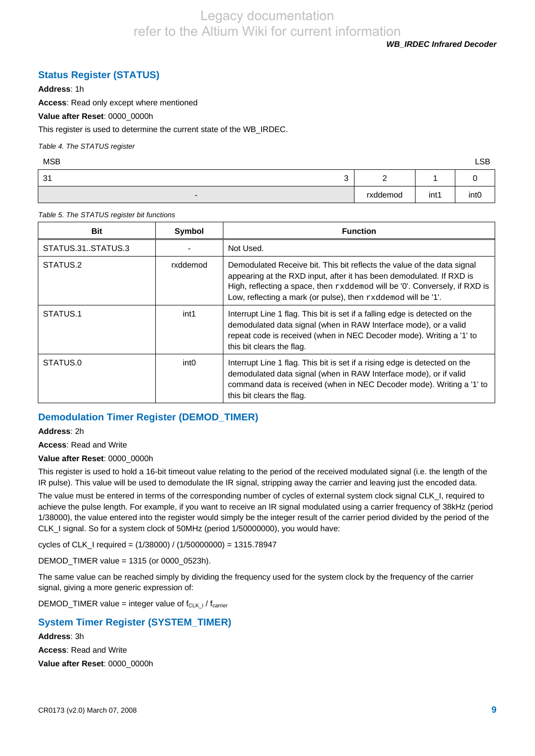## Status Register (STATUS)

**Address**: 1h

**Access**: Read only except where mentioned

**Value after Reset**: 0000_0000h

This register is used to determine the current state of the WB_IRDEC.

*Table 4. The STATUS register*

| MSB | | | | LSB |
|---|---|---|---|---|
| 31 | 3 | 2 | 1 | 0 |
| - | | rxddemod | int1 | int0 |

*Table 5. The STATUS register bit functions*

| Bit | Symbol | Function |
|---|---|---|
| STATUS.31..STATUS.3 | - | Not Used. |
| STATUS.2 | rxddemod | Demodulated Receive bit. This bit reflects the value of the data signal appearing at the RXD input, after it has been demodulated. If RXD is High, reflecting a space, then `rxddemod` will be '0'. Conversely, if RXD is Low, reflecting a mark (or pulse), then `rxddemod` will be '1'. |
| STATUS.1 | int1 | Interrupt Line 1 flag. This bit is set if a falling edge is detected on the demodulated data signal (when in RAW Interface mode), or a valid repeat code is received (when in NEC Decoder mode). Writing a '1' to this bit clears the flag. |
| STATUS.0 | int0 | Interrupt Line 1 flag. This bit is set if a rising edge is detected on the demodulated data signal (when in RAW Interface mode), or if valid command data is received (when in NEC Decoder mode). Writing a '1' to this bit clears the flag. |

## Demodulation Timer Register (DEMOD_TIMER)

**Address**: 2h

**Access**: Read and Write

**Value after Reset**: 0000_0000h

This register is used to hold a 16-bit timeout value relating to the period of the received modulated signal (i.e. the length of the IR pulse). This value will be used to demodulate the IR signal, stripping away the carrier and leaving just the encoded data.

The value must be entered in terms of the corresponding number of cycles of external system clock signal CLK_I, required to achieve the pulse length. For example, if you want to receive an IR signal modulated using a carrier frequency of 38kHz (period 1/38000), the value entered into the register would simply be the integer result of the carrier period divided by the period of the CLK_I signal. So for a system clock of 50MHz (period 1/50000000), you would have:

cycles of CLK_I required = (1/38000) / (1/50000000) = 1315.78947

DEMOD_TIMER value = 1315 (or 0000_0523h).

The same value can be reached simply by dividing the frequency used for the system clock by the frequency of the carrier signal, giving a more generic expression of:

DEMOD_TIMER value = integer value of $f_{CLK\_I} / f_{carrier}$

## System Timer Register (SYSTEM_TIMER)

**Address**: 3h

**Access**: Read and Write

**Value after Reset**: 0000_0000h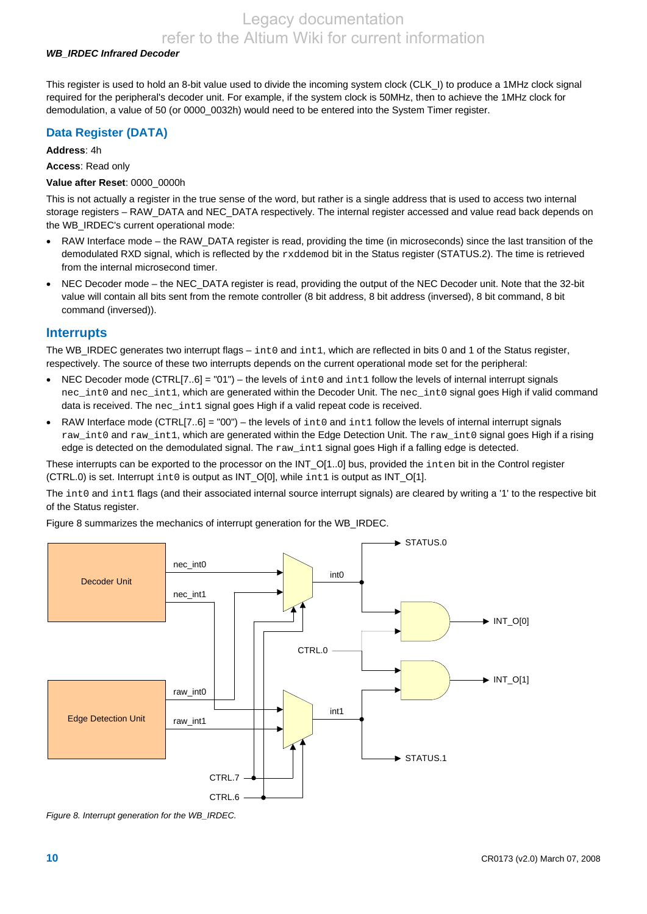This register is used to hold an 8-bit value used to divide the incoming system clock (CLK_I) to produce a 1MHz clock signal required for the peripheral's decoder unit. For example, if the system clock is 50MHz, then to achieve the 1MHz clock for demodulation, a value of 50 (or 0000_0032h) would need to be entered into the System Timer register.

## Data Register (DATA)

**Address**: 4h

**Access**: Read only

**Value after Reset**: 0000_0000h

This is not actually a register in the true sense of the word, but rather is a single address that is used to access two internal storage registers – RAW_DATA and NEC_DATA respectively. The internal register accessed and value read back depends on the WB_IRDEC's current operational mode:

- RAW Interface mode – the RAW_DATA register is read, providing the time (in microseconds) since the last transition of the demodulated RXD signal, which is reflected by the `rxddemod` bit in the Status register (STATUS.2). The time is retrieved from the internal microsecond timer.
- NEC Decoder mode – the NEC_DATA register is read, providing the output of the NEC Decoder unit. Note that the 32-bit value will contain all bits sent from the remote controller (8 bit address, 8 bit address (inversed), 8 bit command, 8 bit command (inversed)).

## Interrupts

The WB_IRDEC generates two interrupt flags – `int0` and `int1`, which are reflected in bits 0 and 1 of the Status register, respectively. The source of these two interrupts depends on the current operational mode set for the peripheral:

- NEC Decoder mode (CTRL[7..6] = "01") – the levels of `int0` and `int1` follow the levels of internal interrupt signals `nec_int0` and `nec_int1`, which are generated within the Decoder Unit. The `nec_int0` signal goes High if valid command data is received. The `nec_int1` signal goes High if a valid repeat code is received.
- RAW Interface mode (CTRL[7..6] = "00") – the levels of `int0` and `int1` follow the levels of internal interrupt signals `raw_int0` and `raw_int1`, which are generated within the Edge Detection Unit. The `raw_int0` signal goes High if a rising edge is detected on the demodulated signal. The `raw_int1` signal goes High if a falling edge is detected.

These interrupts can be exported to the processor on the INT_O[1..0] bus, provided the `inten` bit in the Control register (CTRL.0) is set. Interrupt `int0` is output as INT_O[0], while `int1` is output as INT_O[1].

The `int0` and `int1` flags (and their associated internal source interrupt signals) are cleared by writing a '1' to the respective bit of the Status register.

Figure 8 summarizes the mechanics of interrupt generation for the WB_IRDEC.

*Figure 8. Interrupt generation for the WB_IRDEC.*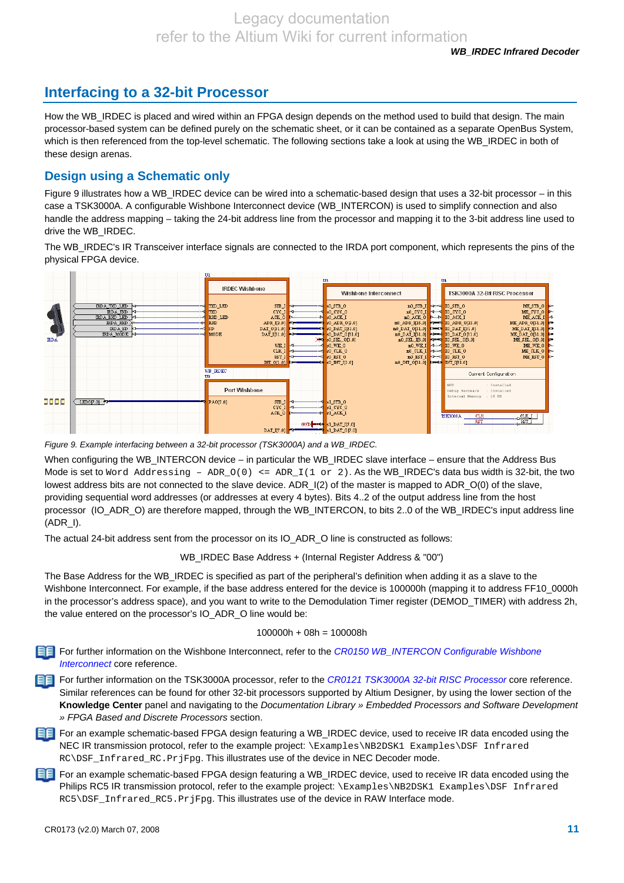## Interfacing to a 32-bit Processor

How the WB_IRDEC is placed and wired within an FPGA design depends on the method used to build that design. The main processor-based system can be defined purely on the schematic sheet, or it can be contained as a separate OpenBus System, which is then referenced from the top-level schematic. The following sections take a look at using the WB_IRDEC in both of these design arenas.

### Design using a Schematic only

Figure 9 illustrates how a WB_IRDEC device can be wired into a schematic-based design that uses a 32-bit processor – in this case a TSK3000A. A configurable Wishbone Interconnect device (WB_INTERCON) is used to simplify connection and also handle the address mapping – taking the 24-bit address line from the processor and mapping it to the 3-bit address line used to drive the WB_IRDEC.

The WB_IRDEC's IR Transceiver interface signals are connected to the IRDA port component, which represents the pins of the physical FPGA device.

*Figure 9. Example interfacing between a 32-bit processor (TSK3000A) and a WB_IRDEC.*

When configuring the WB_INTERCON device – in particular the WB_IRDEC slave interface – ensure that the Address Bus Mode is set to `Word Addressing - ADR_O(0) <= ADR_I(1 or 2)`. As the WB_IRDEC's data bus width is 32-bit, the two lowest address bits are not connected to the slave device. ADR_I(2) of the master is mapped to ADR_O(0) of the slave, providing sequential word addresses (or addresses at every 4 bytes). Bits 4..2 of the output address line from the host processor (IO_ADR_O) are therefore mapped, through the WB_INTERCON, to bits 2..0 of the WB_IRDEC's input address line (ADR_I).

The actual 24-bit address sent from the processor on its IO_ADR_O line is constructed as follows:

WB_IRDEC Base Address + (Internal Register Address & "00")

The Base Address for the WB_IRDEC is specified as part of the peripheral's definition when adding it as a slave to the Wishbone Interconnect. For example, if the base address entered for the device is 100000h (mapping it to address FF10_0000h in the processor's address space), and you want to write to the Demodulation Timer register (DEMOD_TIMER) with address 2h, the value entered on the processor's IO_ADR_O line would be:

100000h + 08h = 100008h

For further information on the Wishbone Interconnect, refer to the *CR0150 WB_INTERCON Configurable Wishbone Interconnect* core reference.

For further information on the TSK3000A processor, refer to the *CR0121 TSK3000A 32-bit RISC Processor* core reference. Similar references can be found for other 32-bit processors supported by Altium Designer, by using the lower section of the **Knowledge Center** panel and navigating to the *Documentation Library » Embedded Processors and Software Development » FPGA Based and Discrete Processors* section.

For an example schematic-based FPGA design featuring a WB_IRDEC device, used to receive IR data encoded using the NEC IR transmission protocol, refer to the example project: `\Examples\NB2DSK1 Examples\DSF Infrared RC\DSF_Infrared_RC.PrjFpg`. This illustrates use of the device in NEC Decoder mode.

For an example schematic-based FPGA design featuring a WB_IRDEC device, used to receive IR data encoded using the Philips RC5 IR transmission protocol, refer to the example project: `\Examples\NB2DSK1 Examples\DSF Infrared RC5\DSF_Infrared_RC5.PrjFpg`. This illustrates use of the device in RAW Interface mode.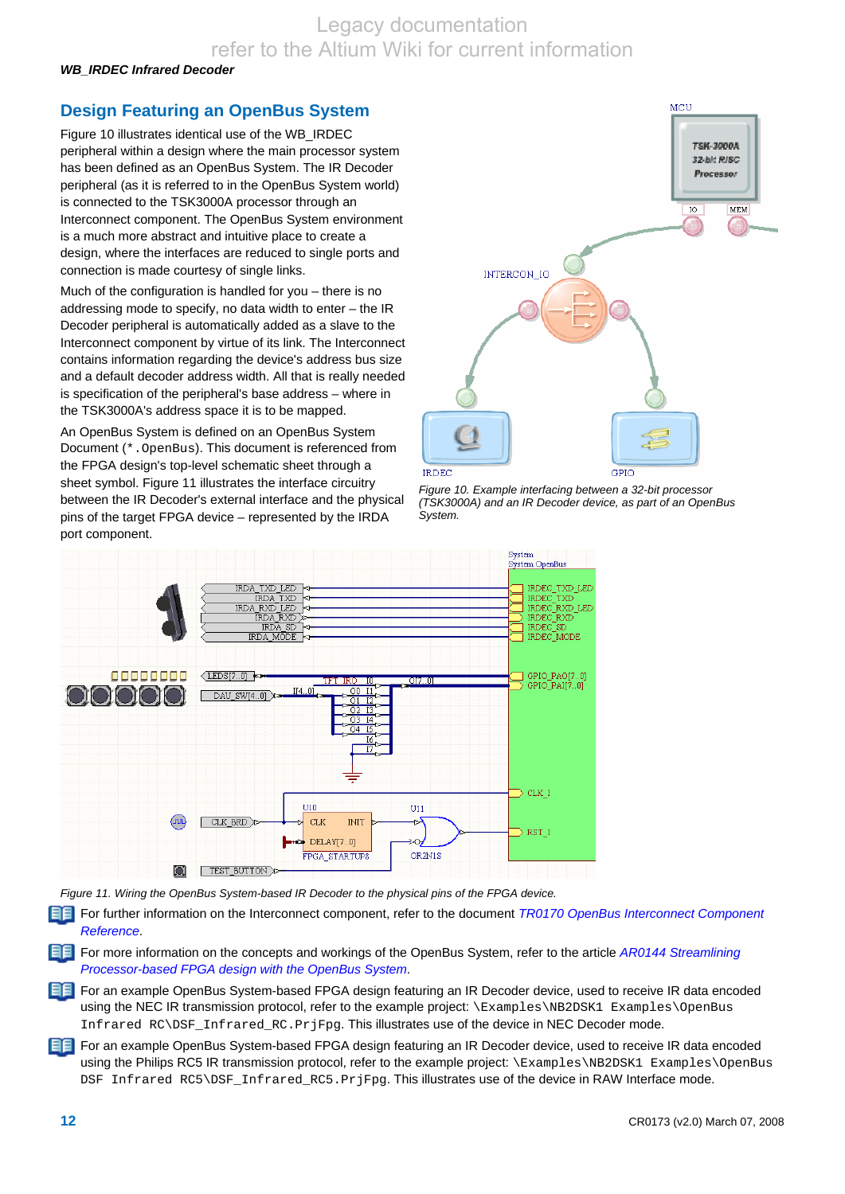## Design Featuring an OpenBus System

Figure 10 illustrates identical use of the WB_IRDEC peripheral within a design where the main processor system has been defined as an OpenBus System. The IR Decoder peripheral (as it is referred to in the OpenBus System world) is connected to the TSK3000A processor through an Interconnect component. The OpenBus System environment is a much more abstract and intuitive place to create a design, where the interfaces are reduced to single ports and connection is made courtesy of single links.

Much of the configuration is handled for you – there is no addressing mode to specify, no data width to enter – the IR Decoder peripheral is automatically added as a slave to the Interconnect component by virtue of its link. The Interconnect contains information regarding the device's address bus size and a default decoder address width. All that is really needed is specification of the peripheral's base address – where in the TSK3000A's address space it is to be mapped.

An OpenBus System is defined on an OpenBus System Document (`*.OpenBus`). This document is referenced from the FPGA design's top-level schematic sheet through a sheet symbol. Figure 11 illustrates the interface circuitry between the IR Decoder's external interface and the physical pins of the target FPGA device – represented by the IRDA port component.

*Figure 10. Example interfacing between a 32-bit processor (TSK3000A) and an IR Decoder device, as part of an OpenBus System.*

*Figure 11. Wiring the OpenBus System-based IR Decoder to the physical pins of the FPGA device.*

For further information on the Interconnect component, refer to the document *TR0170 OpenBus Interconnect Component Reference*.

For more information on the concepts and workings of the OpenBus System, refer to the article *AR0144 Streamlining Processor-based FPGA design with the OpenBus System*.

For an example OpenBus System-based FPGA design featuring an IR Decoder device, used to receive IR data encoded using the NEC IR transmission protocol, refer to the example project: `\Examples\NB2DSK1 Examples\OpenBus Infrared RC\DSF_Infrared_RC.PrjFpg`. This illustrates use of the device in NEC Decoder mode.

For an example OpenBus System-based FPGA design featuring an IR Decoder device, used to receive IR data encoded using the Philips RC5 IR transmission protocol, refer to the example project: `\Examples\NB2DSK1 Examples\OpenBus DSF Infrared RC5\DSF_Infrared_RC5.PrjFpg`. This illustrates use of the device in RAW Interface mode.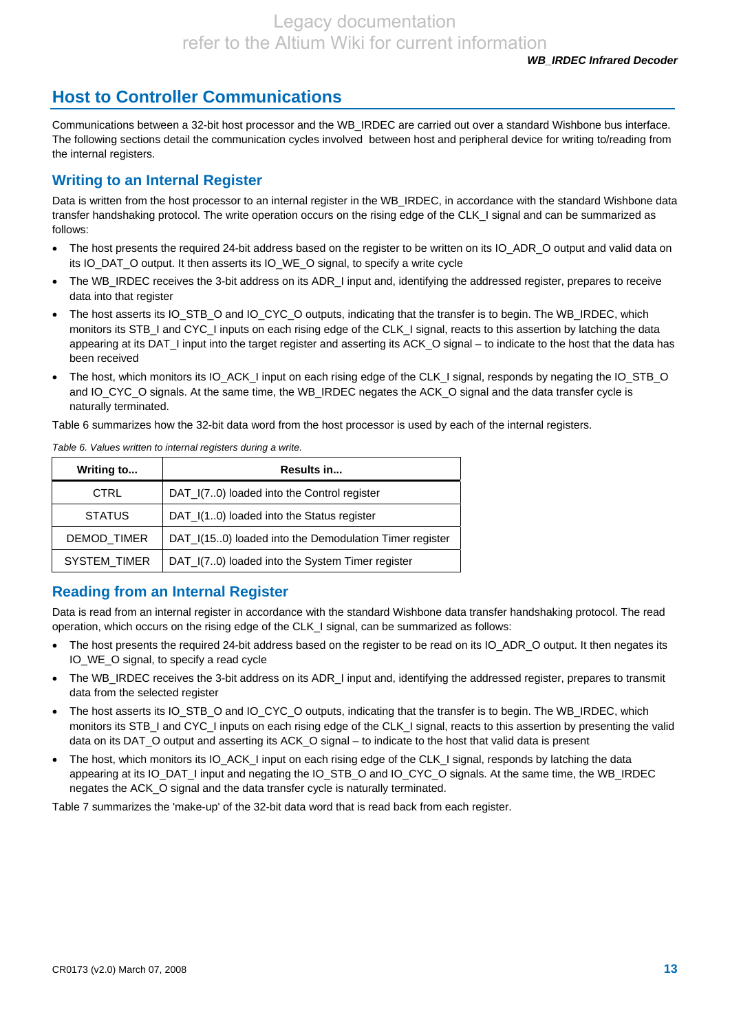## Host to Controller Communications

Communications between a 32-bit host processor and the WB_IRDEC are carried out over a standard Wishbone bus interface. The following sections detail the communication cycles involved between host and peripheral device for writing to/reading from the internal registers.

### Writing to an Internal Register

Data is written from the host processor to an internal register in the WB_IRDEC, in accordance with the standard Wishbone data transfer handshaking protocol. The write operation occurs on the rising edge of the CLK_I signal and can be summarized as follows:

- The host presents the required 24-bit address based on the register to be written on its IO_ADR_O output and valid data on its IO_DAT_O output. It then asserts its IO_WE_O signal, to specify a write cycle
- The WB_IRDEC receives the 3-bit address on its ADR_I input and, identifying the addressed register, prepares to receive data into that register
- The host asserts its IO_STB_O and IO_CYC_O outputs, indicating that the transfer is to begin. The WB_IRDEC, which monitors its STB_I and CYC_I inputs on each rising edge of the CLK_I signal, reacts to this assertion by latching the data appearing at its DAT_I input into the target register and asserting its ACK_O signal – to indicate to the host that the data has been received
- The host, which monitors its IO_ACK_I input on each rising edge of the CLK_I signal, responds by negating the IO_STB_O and IO_CYC_O signals. At the same time, the WB_IRDEC negates the ACK_O signal and the data transfer cycle is naturally terminated.

Table 6 summarizes how the 32-bit data word from the host processor is used by each of the internal registers.

*Table 6. Values written to internal registers during a write.*

| Writing to... | Results in... |
|---|---|
| CTRL | DAT_I(7..0) loaded into the Control register |
| STATUS | DAT_I(1..0) loaded into the Status register |
| DEMOD_TIMER | DAT_I(15..0) loaded into the Demodulation Timer register |
| SYSTEM_TIMER | DAT_I(7..0) loaded into the System Timer register |

### Reading from an Internal Register

Data is read from an internal register in accordance with the standard Wishbone data transfer handshaking protocol. The read operation, which occurs on the rising edge of the CLK_I signal, can be summarized as follows:

- The host presents the required 24-bit address based on the register to be read on its IO_ADR_O output. It then negates its IO_WE_O signal, to specify a read cycle
- The WB_IRDEC receives the 3-bit address on its ADR_I input and, identifying the addressed register, prepares to transmit data from the selected register
- The host asserts its IO_STB_O and IO_CYC_O outputs, indicating that the transfer is to begin. The WB_IRDEC, which monitors its STB_I and CYC_I inputs on each rising edge of the CLK_I signal, reacts to this assertion by presenting the valid data on its DAT_O output and asserting its ACK_O signal – to indicate to the host that valid data is present
- The host, which monitors its IO_ACK_I input on each rising edge of the CLK_I signal, responds by latching the data appearing at its IO_DAT_I input and negating the IO_STB_O and IO_CYC_O signals. At the same time, the WB_IRDEC negates the ACK_O signal and the data transfer cycle is naturally terminated.

Table 7 summarizes the 'make-up' of the 32-bit data word that is read back from each register.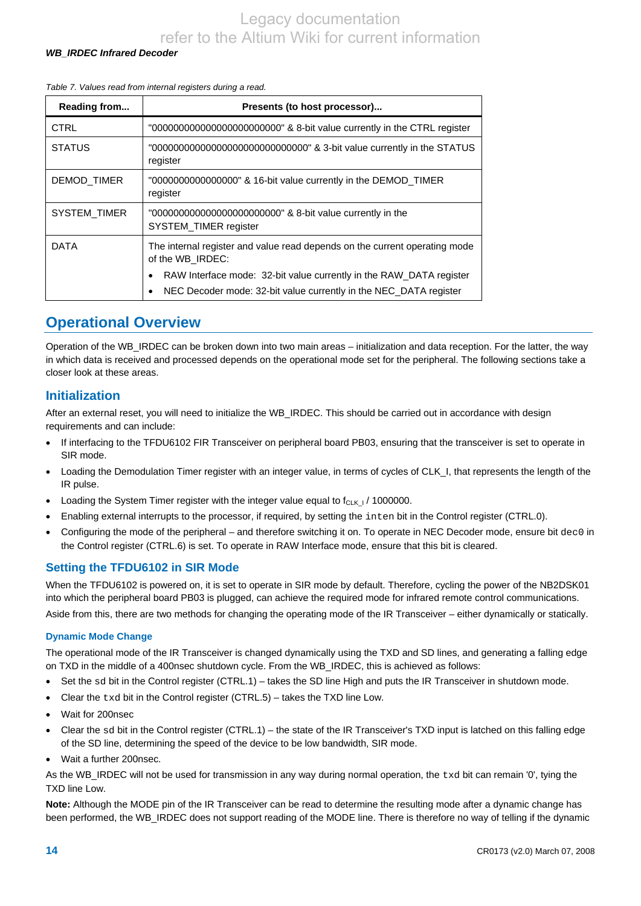Table 7. Values read from internal registers during a read.

| Reading from... | Presents (to host processor)... |
|---|---|
| CTRL | "000000000000000000000000" & 8-bit value currently in the CTRL register |
| STATUS | "00000000000000000000000000000" & 3-bit value currently in the STATUS register |
| DEMOD_TIMER | "0000000000000000" & 16-bit value currently in the DEMOD_TIMER register |
| SYSTEM_TIMER | "000000000000000000000000" & 8-bit value currently in the SYSTEM_TIMER register |
| DATA | The internal register and value read depends on the current operating mode of the WB_IRDEC: • RAW Interface mode: 32-bit value currently in the RAW_DATA register • NEC Decoder mode: 32-bit value currently in the NEC_DATA register |

## Operational Overview

Operation of the WB_IRDEC can be broken down into two main areas – initialization and data reception. For the latter, the way in which data is received and processed depends on the operational mode set for the peripheral. The following sections take a closer look at these areas.

### Initialization

After an external reset, you will need to initialize the WB_IRDEC. This should be carried out in accordance with design requirements and can include:

- If interfacing to the TFDU6102 FIR Transceiver on peripheral board PB03, ensuring that the transceiver is set to operate in SIR mode.
- Loading the Demodulation Timer register with an integer value, in terms of cycles of CLK_I, that represents the length of the IR pulse.
- Loading the System Timer register with the integer value equal to $f_{CLK\_I}$ / 1000000.
- Enabling external interrupts to the processor, if required, by setting the `inten` bit in the Control register (CTRL.0).
- Configuring the mode of the peripheral – and therefore switching it on. To operate in NEC Decoder mode, ensure bit `dec0` in the Control register (CTRL.6) is set. To operate in RAW Interface mode, ensure that this bit is cleared.

### Setting the TFDU6102 in SIR Mode

When the TFDU6102 is powered on, it is set to operate in SIR mode by default. Therefore, cycling the power of the NB2DSK01 into which the peripheral board PB03 is plugged, can achieve the required mode for infrared remote control communications.

Aside from this, there are two methods for changing the operating mode of the IR Transceiver – either dynamically or statically.

#### Dynamic Mode Change

The operational mode of the IR Transceiver is changed dynamically using the TXD and SD lines, and generating a falling edge on TXD in the middle of a 400nsec shutdown cycle. From the WB_IRDEC, this is achieved as follows:

- Set the `sd` bit in the Control register (CTRL.1) – takes the SD line High and puts the IR Transceiver in shutdown mode.
- Clear the `txd` bit in the Control register (CTRL.5) – takes the TXD line Low.
- Wait for 200nsec
- Clear the `sd` bit in the Control register (CTRL.1) – the state of the IR Transceiver's TXD input is latched on this falling edge of the SD line, determining the speed of the device to be low bandwidth, SIR mode.
- Wait a further 200nsec.

As the WB_IRDEC will not be used for transmission in any way during normal operation, the `txd` bit can remain '0', tying the TXD line Low.

**Note:** Although the MODE pin of the IR Transceiver can be read to determine the resulting mode after a dynamic change has been performed, the WB_IRDEC does not support reading of the MODE line. There is therefore no way of telling if the dynamic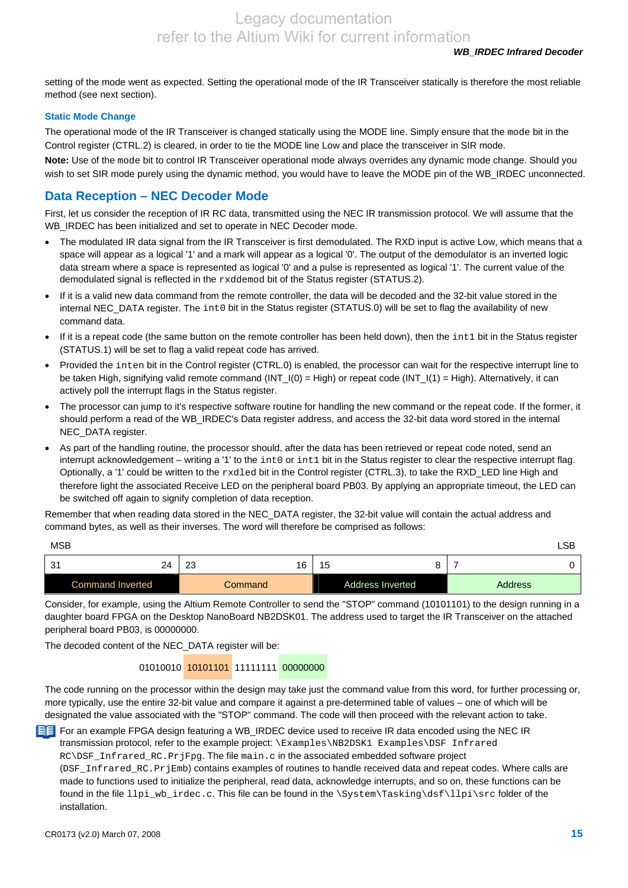setting of the mode went as expected. Setting the operational mode of the IR Transceiver statically is therefore the most reliable method (see next section).

### Static Mode Change

The operational mode of the IR Transceiver is changed statically using the MODE line. Simply ensure that the `mode` bit in the Control register (CTRL.2) is cleared, in order to tie the MODE line Low and place the transceiver in SIR mode.

**Note:** Use of the `mode` bit to control IR Transceiver operational mode always overrides any dynamic mode change. Should you wish to set SIR mode purely using the dynamic method, you would have to leave the MODE pin of the WB_IRDEC unconnected.

## Data Reception – NEC Decoder Mode

First, let us consider the reception of IR RC data, transmitted using the NEC IR transmission protocol. We will assume that the WB_IRDEC has been initialized and set to operate in NEC Decoder mode.

- The modulated IR data signal from the IR Transceiver is first demodulated. The RXD input is active Low, which means that a space will appear as a logical '1' and a mark will appear as a logical '0'. The output of the demodulator is an inverted logic data stream where a space is represented as logical '0' and a pulse is represented as logical '1'. The current value of the demodulated signal is reflected in the `rxddemod` bit of the Status register (STATUS.2).
- If it is a valid new data command from the remote controller, the data will be decoded and the 32-bit value stored in the internal NEC_DATA register. The `int0` bit in the Status register (STATUS.0) will be set to flag the availability of new command data.
- If it is a repeat code (the same button on the remote controller has been held down), then the `int1` bit in the Status register (STATUS.1) will be set to flag a valid repeat code has arrived.
- Provided the `inten` bit in the Control register (CTRL.0) is enabled, the processor can wait for the respective interrupt line to be taken High, signifying valid remote command (INT_I(0) = High) or repeat code (INT_I(1) = High). Alternatively, it can actively poll the interrupt flags in the Status register.
- The processor can jump to it's respective software routine for handling the new command or the repeat code. If the former, it should perform a read of the WB_IRDEC's Data register address, and access the 32-bit data word stored in the internal NEC_DATA register.
- As part of the handling routine, the processor should, after the data has been retrieved or repeat code noted, send an interrupt acknowledgement – writing a '1' to the `int0` or `int1` bit in the Status register to clear the respective interrupt flag. Optionally, a '1' could be written to the `rxdled` bit in the Control register (CTRL.3), to take the RXD_LED line High and therefore light the associated Receive LED on the peripheral board PB03. By applying an appropriate timeout, the LED can be switched off again to signify completion of data reception.

Remember that when reading data stored in the NEC_DATA register, the 32-bit value will contain the actual address and command bytes, as well as their inverses. The word will therefore be comprised as follows:

MSB | LSB

| 31 – 24 | 23 – 16 | 15 – 8 | 7 – 0 |
|---|---|---|---|
| Command Inverted | Command | Address Inverted | Address |

Consider, for example, using the Altium Remote Controller to send the "STOP" command (10101101) to the design running in a daughter board FPGA on the Desktop NanoBoard NB2DSK01. The address used to target the IR Transceiver on the attached peripheral board PB03, is 00000000.

The decoded content of the NEC_DATA register will be:

01010010 10101101 11111111 00000000

The code running on the processor within the design may take just the command value from this word, for further processing or, more typically, use the entire 32-bit value and compare it against a pre-determined table of values – one of which will be designated the value associated with the "STOP" command. The code will then proceed with the relevant action to take.

For an example FPGA design featuring a WB_IRDEC device used to receive IR data encoded using the NEC IR transmission protocol, refer to the example project: `\Examples\NB2DSK1 Examples\DSF Infrared RC\DSF_Infrared_RC.PrjFpg`. The file `main.c` in the associated embedded software project (`DSF_Infrared_RC.PrjEmb`) contains examples of routines to handle received data and repeat codes. Where calls are made to functions used to initialize the peripheral, read data, acknowledge interrupts, and so on, these functions can be found in the file `llpi_wb_irdec.c`. This file can be found in the `\System\Tasking\dsf\llpi\src` folder of the installation.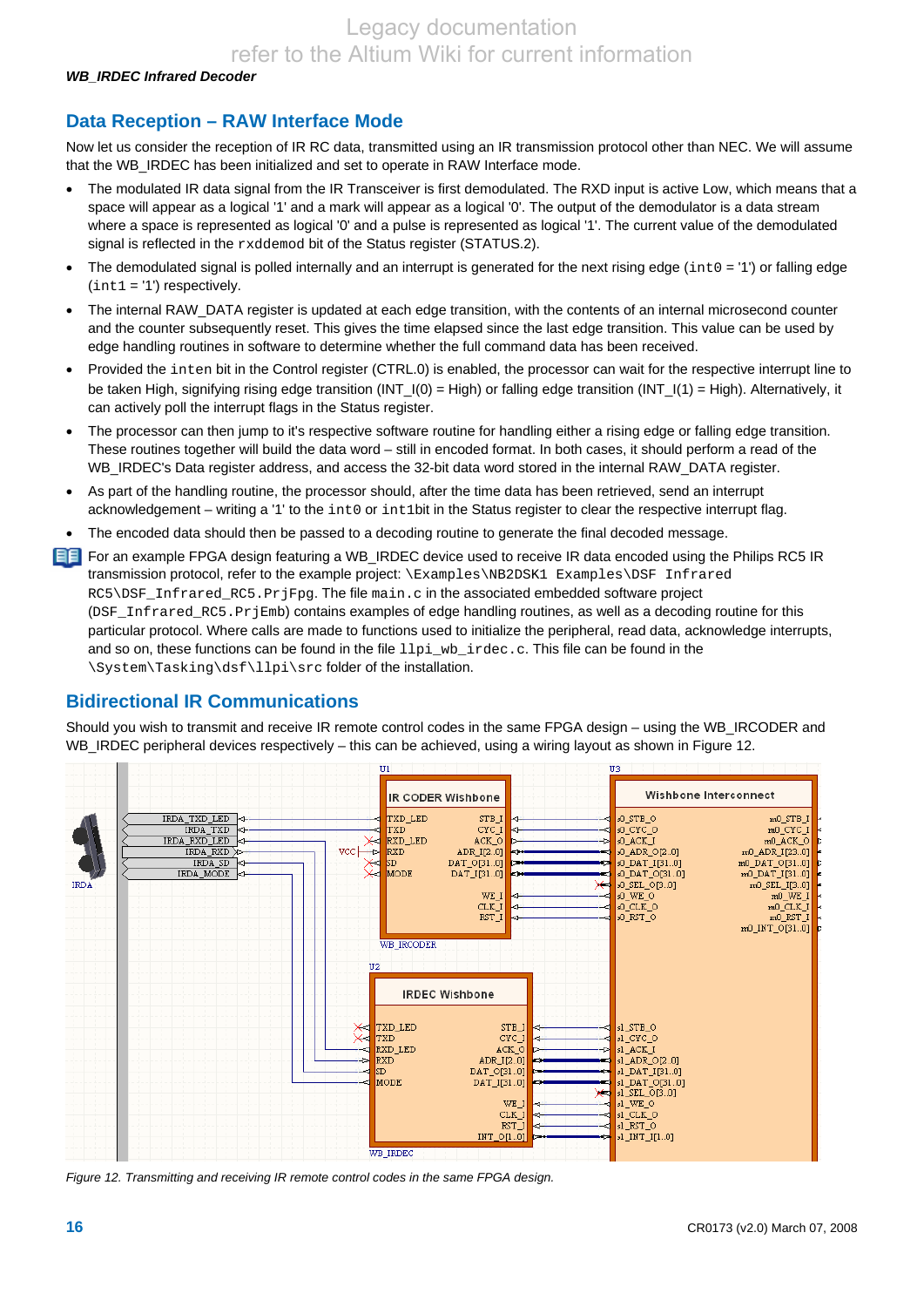## Data Reception – RAW Interface Mode

Now let us consider the reception of IR RC data, transmitted using an IR transmission protocol other than NEC. We will assume that the WB_IRDEC has been initialized and set to operate in RAW Interface mode.

- The modulated IR data signal from the IR Transceiver is first demodulated. The RXD input is active Low, which means that a space will appear as a logical '1' and a mark will appear as a logical '0'. The output of the demodulator is a data stream where a space is represented as logical '0' and a pulse is represented as logical '1'. The current value of the demodulated signal is reflected in the `rxddemod` bit of the Status register (STATUS.2).
- The demodulated signal is polled internally and an interrupt is generated for the next rising edge (`int0` = '1') or falling edge (`int1` = '1') respectively.
- The internal RAW_DATA register is updated at each edge transition, with the contents of an internal microsecond counter and the counter subsequently reset. This gives the time elapsed since the last edge transition. This value can be used by edge handling routines in software to determine whether the full command data has been received.
- Provided the `inten` bit in the Control register (CTRL.0) is enabled, the processor can wait for the respective interrupt line to be taken High, signifying rising edge transition (INT_I(0) = High) or falling edge transition (INT_I(1) = High). Alternatively, it can actively poll the interrupt flags in the Status register.
- The processor can then jump to it's respective software routine for handling either a rising edge or falling edge transition. These routines together will build the data word – still in encoded format. In both cases, it should perform a read of the WB_IRDEC's Data register address, and access the 32-bit data word stored in the internal RAW_DATA register.
- As part of the handling routine, the processor should, after the time data has been retrieved, send an interrupt acknowledgement – writing a '1' to the `int0` or `int1`bit in the Status register to clear the respective interrupt flag.
- The encoded data should then be passed to a decoding routine to generate the final decoded message.

For an example FPGA design featuring a WB_IRDEC device used to receive IR data encoded using the Philips RC5 IR transmission protocol, refer to the example project: `\Examples\NB2DSK1 Examples\DSF Infrared RC5\DSF_Infrared_RC5.PrjFpg`. The file `main.c` in the associated embedded software project (`DSF_Infrared_RC5.PrjEmb`) contains examples of edge handling routines, as well as a decoding routine for this particular protocol. Where calls are made to functions used to initialize the peripheral, read data, acknowledge interrupts, and so on, these functions can be found in the file `llpi_wb_irdec.c`. This file can be found in the `\System\Tasking\dsf\llpi\src` folder of the installation.

## Bidirectional IR Communications

Should you wish to transmit and receive IR remote control codes in the same FPGA design – using the WB_IRCODER and WB_IRDEC peripheral devices respectively – this can be achieved, using a wiring layout as shown in Figure 12.

*Figure 12. Transmitting and receiving IR remote control codes in the same FPGA design.*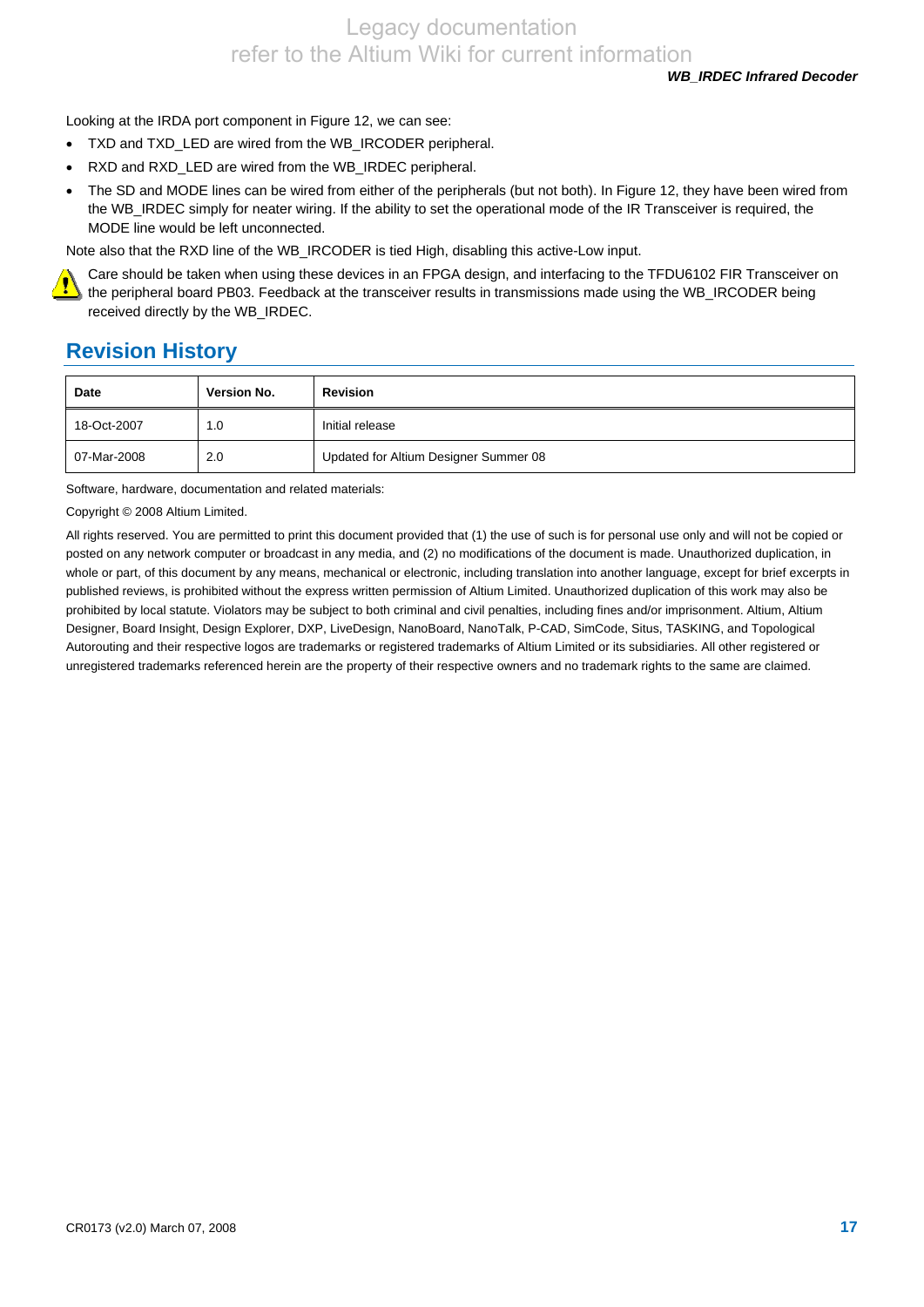Looking at the IRDA port component in Figure 12, we can see:

- TXD and TXD_LED are wired from the WB_IRCODER peripheral.
- RXD and RXD_LED are wired from the WB_IRDEC peripheral.
- The SD and MODE lines can be wired from either of the peripherals (but not both). In Figure 12, they have been wired from the WB_IRDEC simply for neater wiring. If the ability to set the operational mode of the IR Transceiver is required, the MODE line would be left unconnected.

Note also that the RXD line of the WB_IRCODER is tied High, disabling this active-Low input.

Care should be taken when using these devices in an FPGA design, and interfacing to the TFDU6102 FIR Transceiver on the peripheral board PB03. Feedback at the transceiver results in transmissions made using the WB_IRCODER being received directly by the WB_IRDEC.

## Revision History

| Date | Version No. | Revision |
|---|---|---|
| 18-Oct-2007 | 1.0 | Initial release |
| 07-Mar-2008 | 2.0 | Updated for Altium Designer Summer 08 |

Software, hardware, documentation and related materials:

Copyright © 2008 Altium Limited.

All rights reserved. You are permitted to print this document provided that (1) the use of such is for personal use only and will not be copied or posted on any network computer or broadcast in any media, and (2) no modifications of the document is made. Unauthorized duplication, in whole or part, of this document by any means, mechanical or electronic, including translation into another language, except for brief excerpts in published reviews, is prohibited without the express written permission of Altium Limited. Unauthorized duplication of this work may also be prohibited by local statute. Violators may be subject to both criminal and civil penalties, including fines and/or imprisonment. Altium, Altium Designer, Board Insight, Design Explorer, DXP, LiveDesign, NanoBoard, NanoTalk, P-CAD, SimCode, Situs, TASKING, and Topological Autorouting and their respective logos are trademarks or registered trademarks of Altium Limited or its subsidiaries. All other registered or unregistered trademarks referenced herein are the property of their respective owners and no trademark rights to the same are claimed.